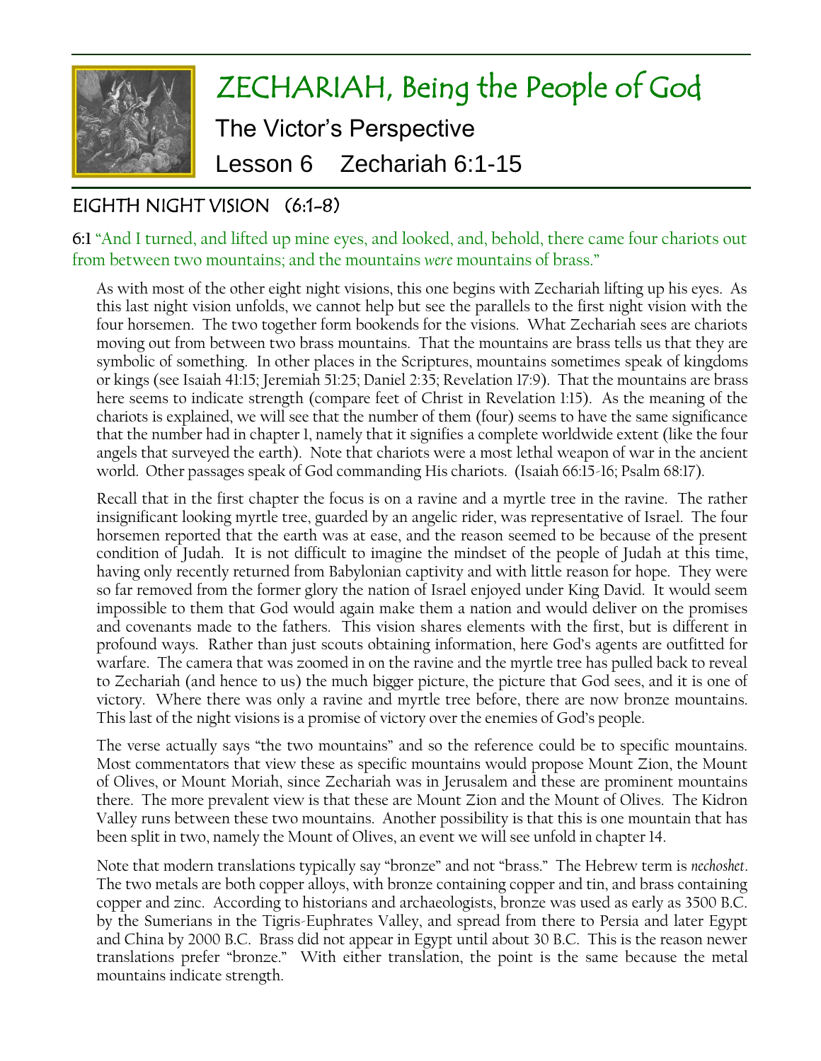# ZECHARIAH, Being the People of God

## The Victor's Perspective

## Lesson 6  Zechariah 6:1-15

### EIGHTH NIGHT VISION (6:1-8)

**6:1** "And I turned, and lifted up mine eyes, and looked, and, behold, there came four chariots out from between two mountains; and the mountains *were* mountains of brass."

As with most of the other eight night visions, this one begins with Zechariah lifting up his eyes. As this last night vision unfolds, we cannot help but see the parallels to the first night vision with the four horsemen. The two together form bookends for the visions. What Zechariah sees are chariots moving out from between two brass mountains. That the mountains are brass tells us that they are symbolic of something. In other places in the Scriptures, mountains sometimes speak of kingdoms or kings (see Isaiah 41:15; Jeremiah 51:25; Daniel 2:35; Revelation 17:9). That the mountains are brass here seems to indicate strength (compare feet of Christ in Revelation 1:15). As the meaning of the chariots is explained, we will see that the number of them (four) seems to have the same significance that the number had in chapter 1, namely that it signifies a complete worldwide extent (like the four angels that surveyed the earth). Note that chariots were a most lethal weapon of war in the ancient world. Other passages speak of God commanding His chariots. (Isaiah 66:15-16; Psalm 68:17).

Recall that in the first chapter the focus is on a ravine and a myrtle tree in the ravine. The rather insignificant looking myrtle tree, guarded by an angelic rider, was representative of Israel. The four horsemen reported that the earth was at ease, and the reason seemed to be because of the present condition of Judah. It is not difficult to imagine the mindset of the people of Judah at this time, having only recently returned from Babylonian captivity and with little reason for hope. They were so far removed from the former glory the nation of Israel enjoyed under King David. It would seem impossible to them that God would again make them a nation and would deliver on the promises and covenants made to the fathers. This vision shares elements with the first, but is different in profound ways. Rather than just scouts obtaining information, here God's agents are outfitted for warfare. The camera that was zoomed in on the ravine and the myrtle tree has pulled back to reveal to Zechariah (and hence to us) the much bigger picture, the picture that God sees, and it is one of victory. Where there was only a ravine and myrtle tree before, there are now bronze mountains. This last of the night visions is a promise of victory over the enemies of God's people.

The verse actually says "the two mountains" and so the reference could be to specific mountains. Most commentators that view these as specific mountains would propose Mount Zion, the Mount of Olives, or Mount Moriah, since Zechariah was in Jerusalem and these are prominent mountains there. The more prevalent view is that these are Mount Zion and the Mount of Olives. The Kidron Valley runs between these two mountains. Another possibility is that this is one mountain that has been split in two, namely the Mount of Olives, an event we will see unfold in chapter 14.

Note that modern translations typically say "bronze" and not "brass." The Hebrew term is *nechoshet*. The two metals are both copper alloys, with bronze containing copper and tin, and brass containing copper and zinc. According to historians and archaeologists, bronze was used as early as 3500 B.C. by the Sumerians in the Tigris-Euphrates Valley, and spread from there to Persia and later Egypt and China by 2000 B.C. Brass did not appear in Egypt until about 30 B.C. This is the reason newer translations prefer "bronze." With either translation, the point is the same because the metal mountains indicate strength.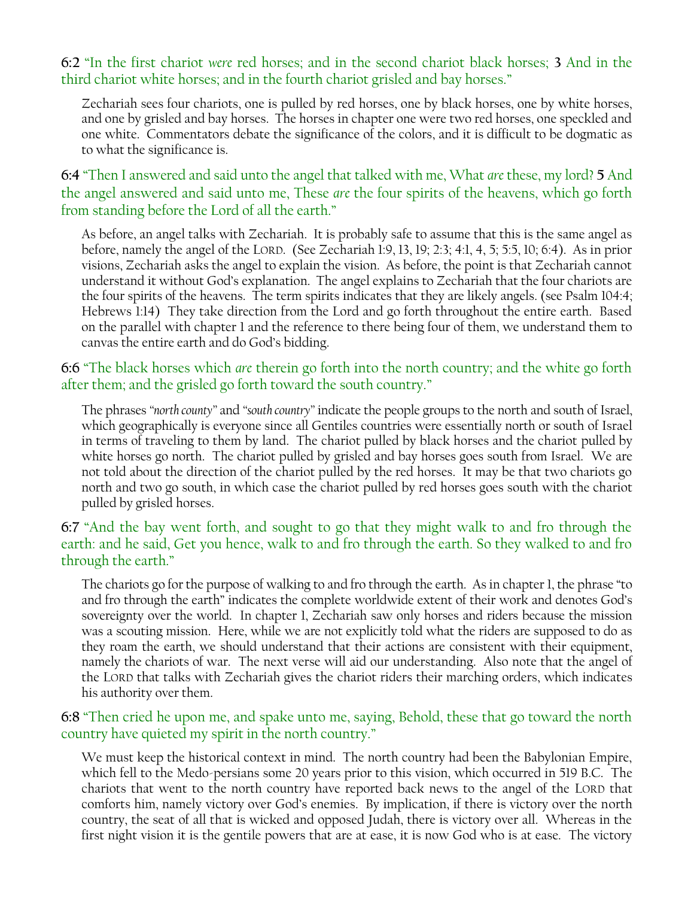**6:2** "In the first chariot *were* red horses; and in the second chariot black horses; **3** And in the third chariot white horses; and in the fourth chariot grisled and bay horses."

Zechariah sees four chariots, one is pulled by red horses, one by black horses, one by white horses, and one by grisled and bay horses. The horses in chapter one were two red horses, one speckled and one white. Commentators debate the significance of the colors, and it is difficult to be dogmatic as to what the significance is.

**6:4** "Then I answered and said unto the angel that talked with me, What *are* these, my lord? **5** And the angel answered and said unto me, These *are* the four spirits of the heavens, which go forth from standing before the Lord of all the earth."

As before, an angel talks with Zechariah. It is probably safe to assume that this is the same angel as before, namely the angel of the LORD. (See Zechariah 1:9, 13, 19; 2:3; 4:1, 4, 5; 5:5, 10; 6:4). As in prior visions, Zechariah asks the angel to explain the vision. As before, the point is that Zechariah cannot understand it without God's explanation. The angel explains to Zechariah that the four chariots are the four spirits of the heavens. The term spirits indicates that they are likely angels. (see Psalm 104:4; Hebrews 1:14) They take direction from the Lord and go forth throughout the entire earth. Based on the parallel with chapter 1 and the reference to there being four of them, we understand them to canvas the entire earth and do God's bidding.

**6:6** "The black horses which *are* therein go forth into the north country; and the white go forth after them; and the grisled go forth toward the south country."

The phrases *"north county"* and *"south country"* indicate the people groups to the north and south of Israel, which geographically is everyone since all Gentiles countries were essentially north or south of Israel in terms of traveling to them by land. The chariot pulled by black horses and the chariot pulled by white horses go north. The chariot pulled by grisled and bay horses goes south from Israel. We are not told about the direction of the chariot pulled by the red horses. It may be that two chariots go north and two go south, in which case the chariot pulled by red horses goes south with the chariot pulled by grisled horses.

**6:7** "And the bay went forth, and sought to go that they might walk to and fro through the earth: and he said, Get you hence, walk to and fro through the earth. So they walked to and fro through the earth."

The chariots go for the purpose of walking to and fro through the earth. As in chapter 1, the phrase "to and fro through the earth" indicates the complete worldwide extent of their work and denotes God's sovereignty over the world. In chapter 1, Zechariah saw only horses and riders because the mission was a scouting mission. Here, while we are not explicitly told what the riders are supposed to do as they roam the earth, we should understand that their actions are consistent with their equipment, namely the chariots of war. The next verse will aid our understanding. Also note that the angel of the LORD that talks with Zechariah gives the chariot riders their marching orders, which indicates his authority over them.

**6:8** "Then cried he upon me, and spake unto me, saying, Behold, these that go toward the north country have quieted my spirit in the north country."

We must keep the historical context in mind. The north country had been the Babylonian Empire, which fell to the Medo-persians some 20 years prior to this vision, which occurred in 519 B.C. The chariots that went to the north country have reported back news to the angel of the LORD that comforts him, namely victory over God's enemies. By implication, if there is victory over the north country, the seat of all that is wicked and opposed Judah, there is victory over all. Whereas in the first night vision it is the gentile powers that are at ease, it is now God who is at ease. The victory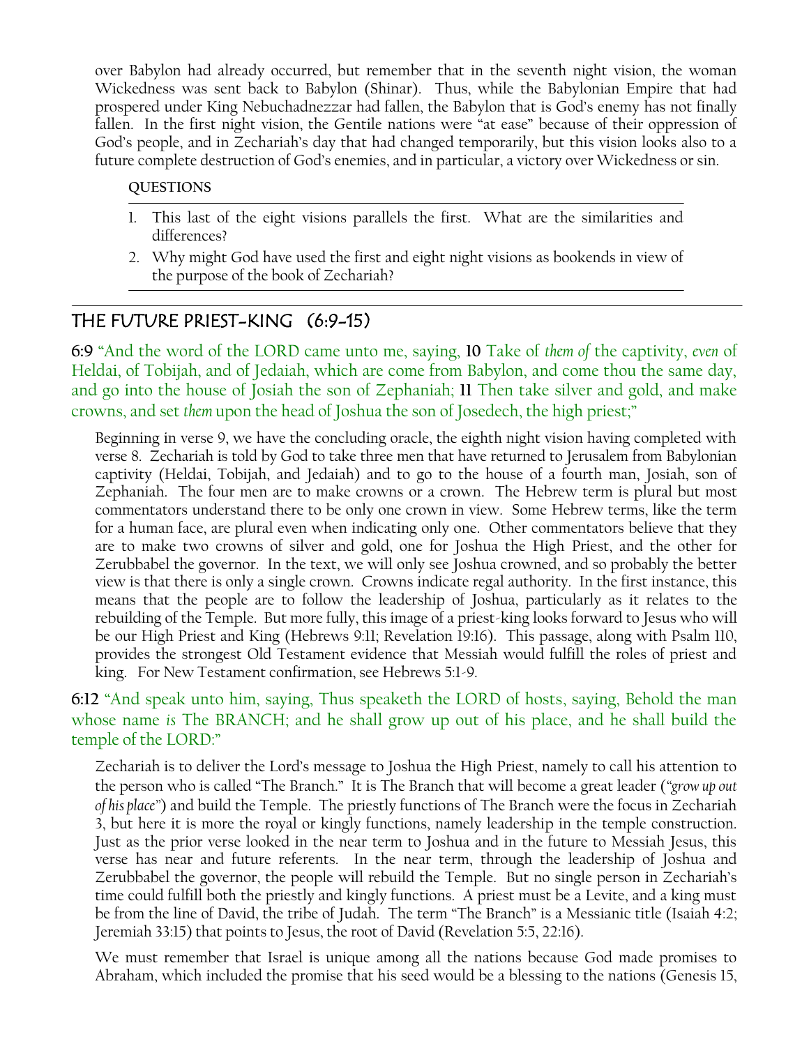over Babylon had already occurred, but remember that in the seventh night vision, the woman Wickedness was sent back to Babylon (Shinar). Thus, while the Babylonian Empire that had prospered under King Nebuchadnezzar had fallen, the Babylon that is God's enemy has not finally fallen. In the first night vision, the Gentile nations were "at ease" because of their oppression of God's people, and in Zechariah's day that had changed temporarily, but this vision looks also to a future complete destruction of God's enemies, and in particular, a victory over Wickedness or sin.

**QUESTIONS**

1. This last of the eight visions parallels the first. What are the similarities and differences?
2. Why might God have used the first and eight night visions as bookends in view of the purpose of the book of Zechariah?

## THE FUTURE PRIEST-KING (6:9-15)

**6:9** "And the word of the LORD came unto me, saying, **10** Take of *them of* the captivity, *even* of Heldai, of Tobijah, and of Jedaiah, which are come from Babylon, and come thou the same day, and go into the house of Josiah the son of Zephaniah; **11** Then take silver and gold, and make crowns, and set *them* upon the head of Joshua the son of Josedech, the high priest;"

Beginning in verse 9, we have the concluding oracle, the eighth night vision having completed with verse 8. Zechariah is told by God to take three men that have returned to Jerusalem from Babylonian captivity (Heldai, Tobijah, and Jedaiah) and to go to the house of a fourth man, Josiah, son of Zephaniah. The four men are to make crowns or a crown. The Hebrew term is plural but most commentators understand there to be only one crown in view. Some Hebrew terms, like the term for a human face, are plural even when indicating only one. Other commentators believe that they are to make two crowns of silver and gold, one for Joshua the High Priest, and the other for Zerubbabel the governor. In the text, we will only see Joshua crowned, and so probably the better view is that there is only a single crown. Crowns indicate regal authority. In the first instance, this means that the people are to follow the leadership of Joshua, particularly as it relates to the rebuilding of the Temple. But more fully, this image of a priest-king looks forward to Jesus who will be our High Priest and King (Hebrews 9:11; Revelation 19:16). This passage, along with Psalm 110, provides the strongest Old Testament evidence that Messiah would fulfill the roles of priest and king. For New Testament confirmation, see Hebrews 5:1-9.

**6:12** "And speak unto him, saying, Thus speaketh the LORD of hosts, saying, Behold the man whose name *is* The BRANCH; and he shall grow up out of his place, and he shall build the temple of the LORD:"

Zechariah is to deliver the Lord's message to Joshua the High Priest, namely to call his attention to the person who is called "The Branch." It is The Branch that will become a great leader (*"grow up out of his place"*) and build the Temple. The priestly functions of The Branch were the focus in Zechariah 3, but here it is more the royal or kingly functions, namely leadership in the temple construction. Just as the prior verse looked in the near term to Joshua and in the future to Messiah Jesus, this verse has near and future referents. In the near term, through the leadership of Joshua and Zerubbabel the governor, the people will rebuild the Temple. But no single person in Zechariah's time could fulfill both the priestly and kingly functions. A priest must be a Levite, and a king must be from the line of David, the tribe of Judah. The term "The Branch" is a Messianic title (Isaiah 4:2; Jeremiah 33:15) that points to Jesus, the root of David (Revelation 5:5, 22:16).

We must remember that Israel is unique among all the nations because God made promises to Abraham, which included the promise that his seed would be a blessing to the nations (Genesis 15,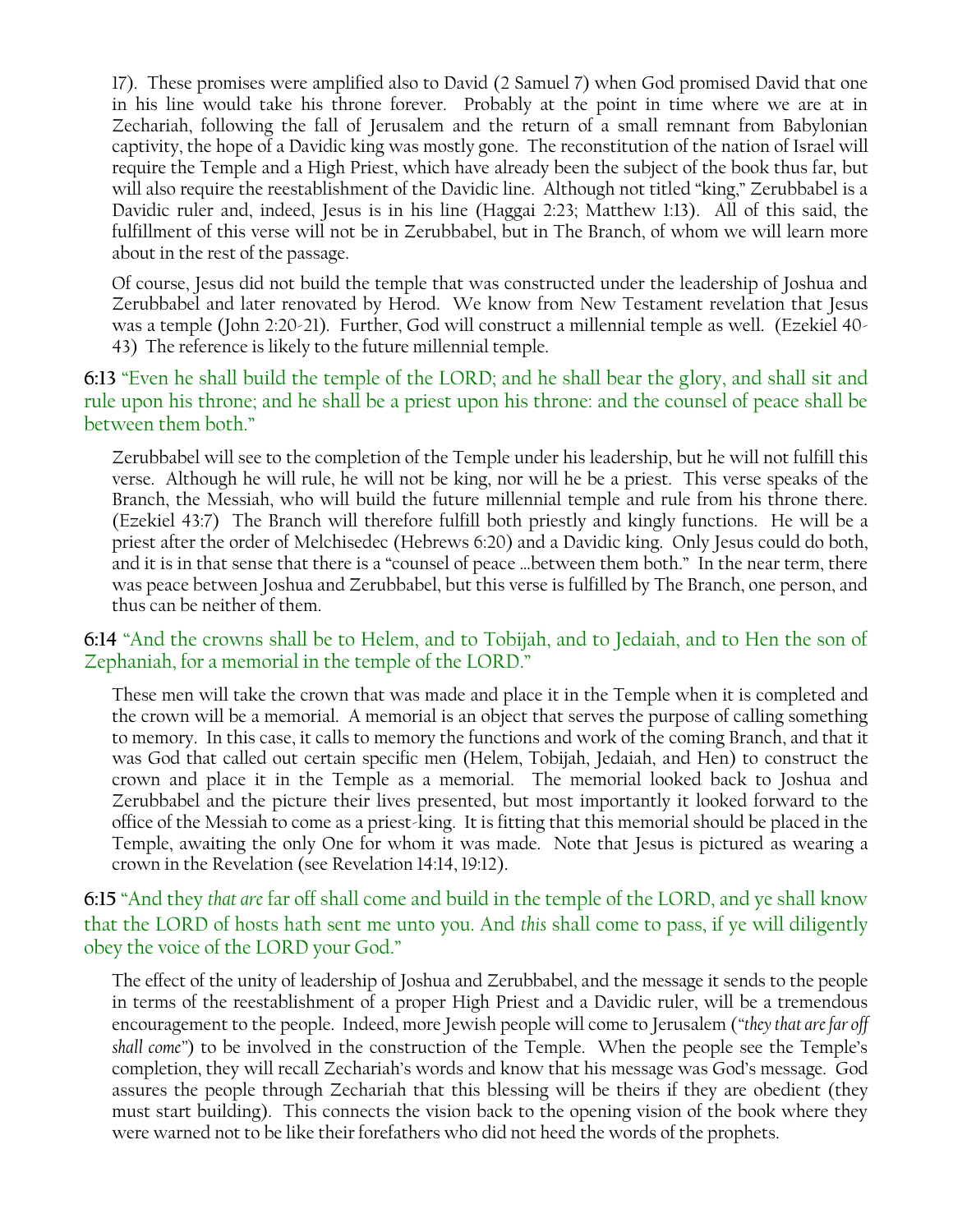17). These promises were amplified also to David (2 Samuel 7) when God promised David that one in his line would take his throne forever. Probably at the point in time where we are at in Zechariah, following the fall of Jerusalem and the return of a small remnant from Babylonian captivity, the hope of a Davidic king was mostly gone. The reconstitution of the nation of Israel will require the Temple and a High Priest, which have already been the subject of the book thus far, but will also require the reestablishment of the Davidic line. Although not titled "king," Zerubbabel is a Davidic ruler and, indeed, Jesus is in his line (Haggai 2:23; Matthew 1:13). All of this said, the fulfillment of this verse will not be in Zerubbabel, but in The Branch, of whom we will learn more about in the rest of the passage.

Of course, Jesus did not build the temple that was constructed under the leadership of Joshua and Zerubbabel and later renovated by Herod. We know from New Testament revelation that Jesus was a temple (John 2:20-21). Further, God will construct a millennial temple as well. (Ezekiel 40-43) The reference is likely to the future millennial temple.

**6:13** "Even he shall build the temple of the LORD; and he shall bear the glory, and shall sit and rule upon his throne; and he shall be a priest upon his throne: and the counsel of peace shall be between them both."

Zerubbabel will see to the completion of the Temple under his leadership, but he will not fulfill this verse. Although he will rule, he will not be king, nor will he be a priest. This verse speaks of the Branch, the Messiah, who will build the future millennial temple and rule from his throne there. (Ezekiel 43:7) The Branch will therefore fulfill both priestly and kingly functions. He will be a priest after the order of Melchisedec (Hebrews 6:20) and a Davidic king. Only Jesus could do both, and it is in that sense that there is a "counsel of peace …between them both." In the near term, there was peace between Joshua and Zerubbabel, but this verse is fulfilled by The Branch, one person, and thus can be neither of them.

**6:14** "And the crowns shall be to Helem, and to Tobijah, and to Jedaiah, and to Hen the son of Zephaniah, for a memorial in the temple of the LORD."

These men will take the crown that was made and place it in the Temple when it is completed and the crown will be a memorial. A memorial is an object that serves the purpose of calling something to memory. In this case, it calls to memory the functions and work of the coming Branch, and that it was God that called out certain specific men (Helem, Tobijah, Jedaiah, and Hen) to construct the crown and place it in the Temple as a memorial. The memorial looked back to Joshua and Zerubbabel and the picture their lives presented, but most importantly it looked forward to the office of the Messiah to come as a priest-king. It is fitting that this memorial should be placed in the Temple, awaiting the only One for whom it was made. Note that Jesus is pictured as wearing a crown in the Revelation (see Revelation 14:14, 19:12).

**6:15** "And they *that are* far off shall come and build in the temple of the LORD, and ye shall know that the LORD of hosts hath sent me unto you. And *this* shall come to pass, if ye will diligently obey the voice of the LORD your God."

The effect of the unity of leadership of Joshua and Zerubbabel, and the message it sends to the people in terms of the reestablishment of a proper High Priest and a Davidic ruler, will be a tremendous encouragement to the people. Indeed, more Jewish people will come to Jerusalem (*"they that are far off shall come"*) to be involved in the construction of the Temple. When the people see the Temple's completion, they will recall Zechariah's words and know that his message was God's message. God assures the people through Zechariah that this blessing will be theirs if they are obedient (they must start building). This connects the vision back to the opening vision of the book where they were warned not to be like their forefathers who did not heed the words of the prophets.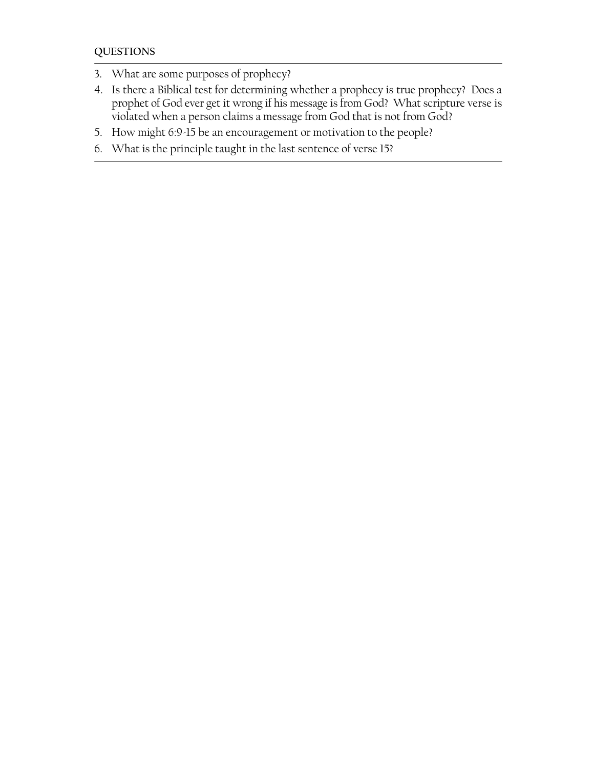**QUESTIONS**

3. What are some purposes of prophecy?
4. Is there a Biblical test for determining whether a prophecy is true prophecy? Does a prophet of God ever get it wrong if his message is from God? What scripture verse is violated when a person claims a message from God that is not from God?
5. How might 6:9-15 be an encouragement or motivation to the people?
6. What is the principle taught in the last sentence of verse 15?